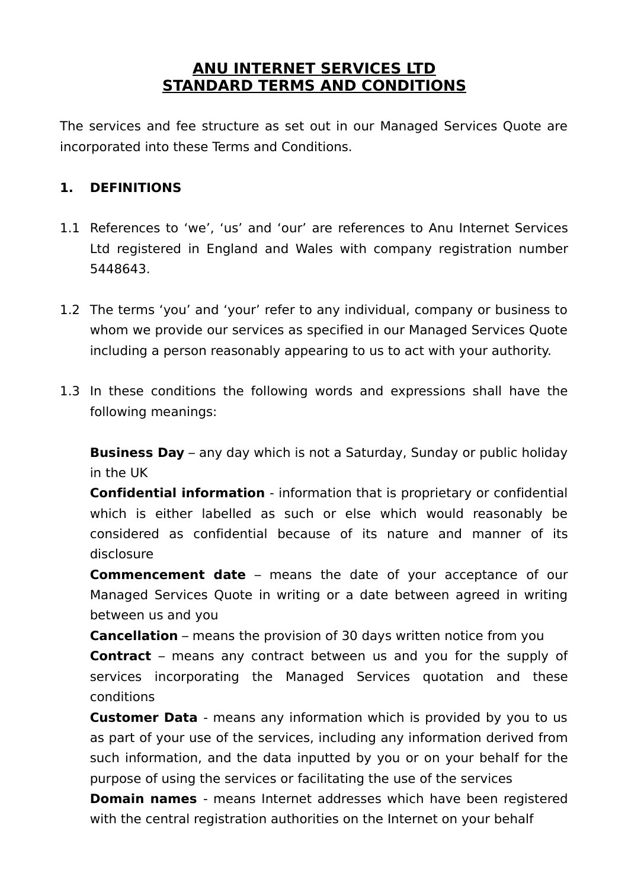# ANU INTERNET SERVICES LTD
# STANDARD TERMS AND CONDITIONS

The services and fee structure as set out in our Managed Services Quote are incorporated into these Terms and Conditions.

## 1. DEFINITIONS

1.1 References to ‘we’, ‘us’ and ‘our’ are references to Anu Internet Services Ltd registered in England and Wales with company registration number 5448643.

1.2 The terms ‘you’ and ‘your’ refer to any individual, company or business to whom we provide our services as specified in our Managed Services Quote including a person reasonably appearing to us to act with your authority.

1.3 In these conditions the following words and expressions shall have the following meanings:

**Business Day** – any day which is not a Saturday, Sunday or public holiday in the UK

**Confidential information** - information that is proprietary or confidential which is either labelled as such or else which would reasonably be considered as confidential because of its nature and manner of its disclosure

**Commencement date** – means the date of your acceptance of our Managed Services Quote in writing or a date between agreed in writing between us and you

**Cancellation** – means the provision of 30 days written notice from you

**Contract** – means any contract between us and you for the supply of services incorporating the Managed Services quotation and these conditions

**Customer Data** - means any information which is provided by you to us as part of your use of the services, including any information derived from such information, and the data inputted by you or on your behalf for the purpose of using the services or facilitating the use of the services

**Domain names** - means Internet addresses which have been registered with the central registration authorities on the Internet on your behalf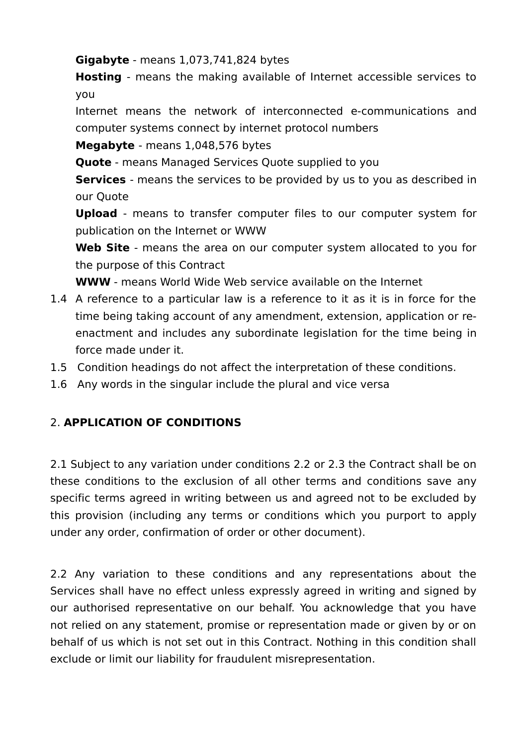**Gigabyte** - means 1,073,741,824 bytes

**Hosting** - means the making available of Internet accessible services to you

Internet means the network of interconnected e-communications and computer systems connect by internet protocol numbers

**Megabyte** - means 1,048,576 bytes

**Quote** - means Managed Services Quote supplied to you

**Services** - means the services to be provided by us to you as described in our Quote

**Upload** - means to transfer computer files to our computer system for publication on the Internet or WWW

**Web Site** - means the area on our computer system allocated to you for the purpose of this Contract

**WWW** - means World Wide Web service available on the Internet

1.4 A reference to a particular law is a reference to it as it is in force for the time being taking account of any amendment, extension, application or re-enactment and includes any subordinate legislation for the time being in force made under it.

1.5 Condition headings do not affect the interpretation of these conditions.

1.6 Any words in the singular include the plural and vice versa

## 2. **APPLICATION OF CONDITIONS**

2.1 Subject to any variation under conditions 2.2 or 2.3 the Contract shall be on these conditions to the exclusion of all other terms and conditions save any specific terms agreed in writing between us and agreed not to be excluded by this provision (including any terms or conditions which you purport to apply under any order, confirmation of order or other document).

2.2 Any variation to these conditions and any representations about the Services shall have no effect unless expressly agreed in writing and signed by our authorised representative on our behalf. You acknowledge that you have not relied on any statement, promise or representation made or given by or on behalf of us which is not set out in this Contract. Nothing in this condition shall exclude or limit our liability for fraudulent misrepresentation.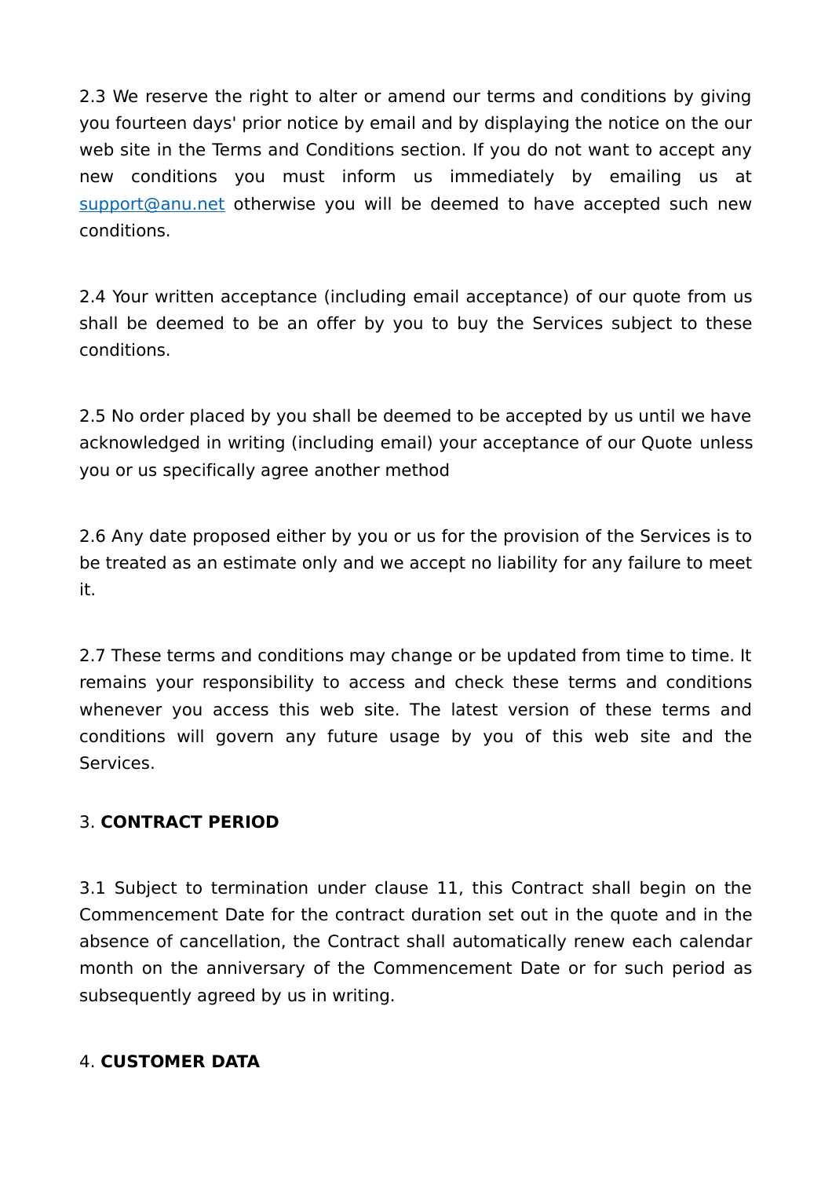2.3 We reserve the right to alter or amend our terms and conditions by giving you fourteen days' prior notice by email and by displaying the notice on the our web site in the Terms and Conditions section. If you do not want to accept any new conditions you must inform us immediately by emailing us at [support@anu.net](mailto:support@anu.net) otherwise you will be deemed to have accepted such new conditions.

2.4 Your written acceptance (including email acceptance) of our quote from us shall be deemed to be an offer by you to buy the Services subject to these conditions.

2.5 No order placed by you shall be deemed to be accepted by us until we have acknowledged in writing (including email) your acceptance of our Quote unless you or us specifically agree another method

2.6 Any date proposed either by you or us for the provision of the Services is to be treated as an estimate only and we accept no liability for any failure to meet it.

2.7 These terms and conditions may change or be updated from time to time. It remains your responsibility to access and check these terms and conditions whenever you access this web site. The latest version of these terms and conditions will govern any future usage by you of this web site and the Services.

3. **CONTRACT PERIOD**

3.1 Subject to termination under clause 11, this Contract shall begin on the Commencement Date for the contract duration set out in the quote and in the absence of cancellation, the Contract shall automatically renew each calendar month on the anniversary of the Commencement Date or for such period as subsequently agreed by us in writing.

4. **CUSTOMER DATA**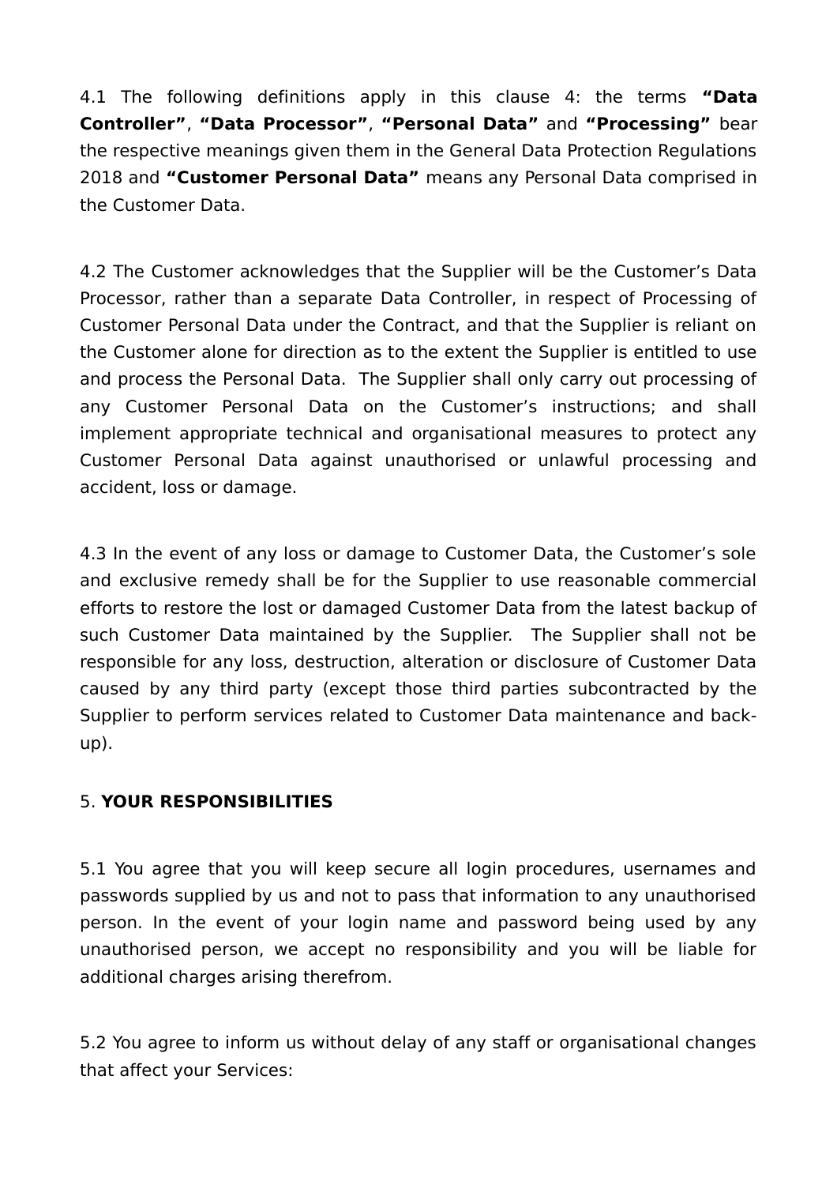4.1 The following definitions apply in this clause 4: the terms **“Data Controller”**, **“Data Processor”**, **“Personal Data”** and **“Processing”** bear the respective meanings given them in the General Data Protection Regulations 2018 and **“Customer Personal Data”** means any Personal Data comprised in the Customer Data.

4.2 The Customer acknowledges that the Supplier will be the Customer’s Data Processor, rather than a separate Data Controller, in respect of Processing of Customer Personal Data under the Contract, and that the Supplier is reliant on the Customer alone for direction as to the extent the Supplier is entitled to use and process the Personal Data. The Supplier shall only carry out processing of any Customer Personal Data on the Customer’s instructions; and shall implement appropriate technical and organisational measures to protect any Customer Personal Data against unauthorised or unlawful processing and accident, loss or damage.

4.3 In the event of any loss or damage to Customer Data, the Customer’s sole and exclusive remedy shall be for the Supplier to use reasonable commercial efforts to restore the lost or damaged Customer Data from the latest backup of such Customer Data maintained by the Supplier. The Supplier shall not be responsible for any loss, destruction, alteration or disclosure of Customer Data caused by any third party (except those third parties subcontracted by the Supplier to perform services related to Customer Data maintenance and back-up).

5. **YOUR RESPONSIBILITIES**

5.1 You agree that you will keep secure all login procedures, usernames and passwords supplied by us and not to pass that information to any unauthorised person. In the event of your login name and password being used by any unauthorised person, we accept no responsibility and you will be liable for additional charges arising therefrom.

5.2 You agree to inform us without delay of any staff or organisational changes that affect your Services: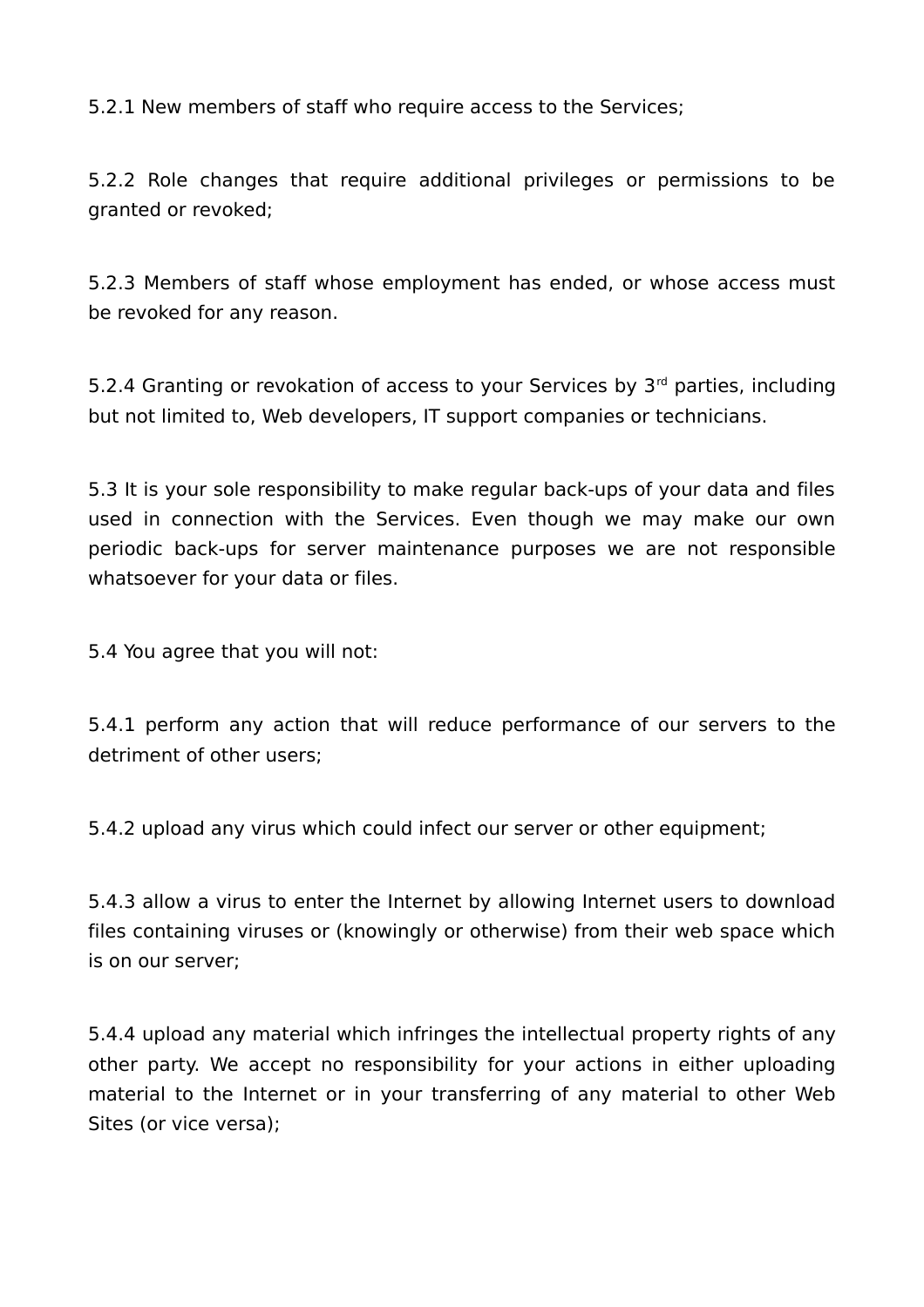5.2.1 New members of staff who require access to the Services;

5.2.2 Role changes that require additional privileges or permissions to be granted or revoked;

5.2.3 Members of staff whose employment has ended, or whose access must be revoked for any reason.

5.2.4 Granting or revokation of access to your Services by 3rd parties, including but not limited to, Web developers, IT support companies or technicians.

5.3 It is your sole responsibility to make regular back-ups of your data and files used in connection with the Services. Even though we may make our own periodic back-ups for server maintenance purposes we are not responsible whatsoever for your data or files.

5.4 You agree that you will not:

5.4.1 perform any action that will reduce performance of our servers to the detriment of other users;

5.4.2 upload any virus which could infect our server or other equipment;

5.4.3 allow a virus to enter the Internet by allowing Internet users to download files containing viruses or (knowingly or otherwise) from their web space which is on our server;

5.4.4 upload any material which infringes the intellectual property rights of any other party. We accept no responsibility for your actions in either uploading material to the Internet or in your transferring of any material to other Web Sites (or vice versa);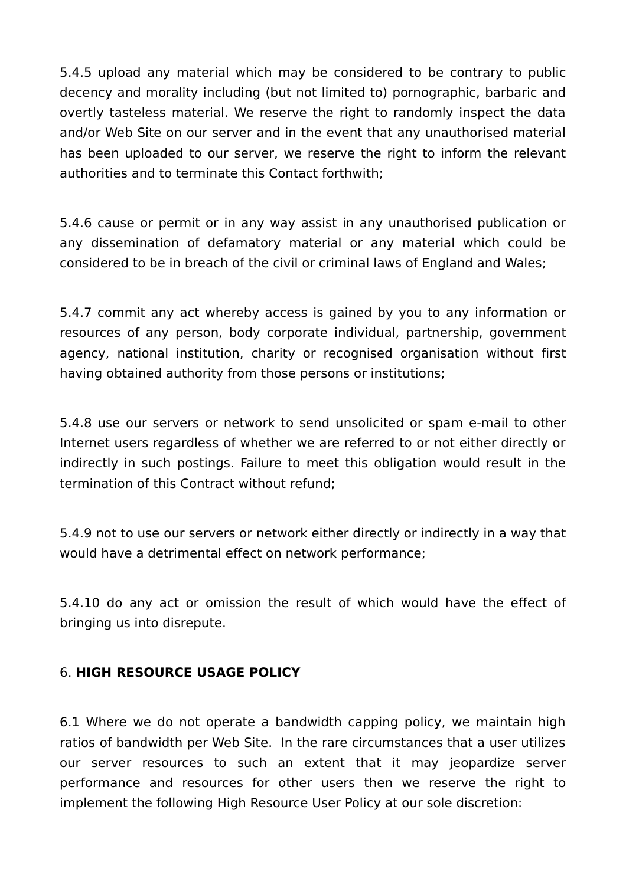5.4.5 upload any material which may be considered to be contrary to public decency and morality including (but not limited to) pornographic, barbaric and overtly tasteless material. We reserve the right to randomly inspect the data and/or Web Site on our server and in the event that any unauthorised material has been uploaded to our server, we reserve the right to inform the relevant authorities and to terminate this Contact forthwith;

5.4.6 cause or permit or in any way assist in any unauthorised publication or any dissemination of defamatory material or any material which could be considered to be in breach of the civil or criminal laws of England and Wales;

5.4.7 commit any act whereby access is gained by you to any information or resources of any person, body corporate individual, partnership, government agency, national institution, charity or recognised organisation without first having obtained authority from those persons or institutions;

5.4.8 use our servers or network to send unsolicited or spam e-mail to other Internet users regardless of whether we are referred to or not either directly or indirectly in such postings. Failure to meet this obligation would result in the termination of this Contract without refund;

5.4.9 not to use our servers or network either directly or indirectly in a way that would have a detrimental effect on network performance;

5.4.10 do any act or omission the result of which would have the effect of bringing us into disrepute.

## 6. **HIGH RESOURCE USAGE POLICY**

6.1 Where we do not operate a bandwidth capping policy, we maintain high ratios of bandwidth per Web Site. In the rare circumstances that a user utilizes our server resources to such an extent that it may jeopardize server performance and resources for other users then we reserve the right to implement the following High Resource User Policy at our sole discretion: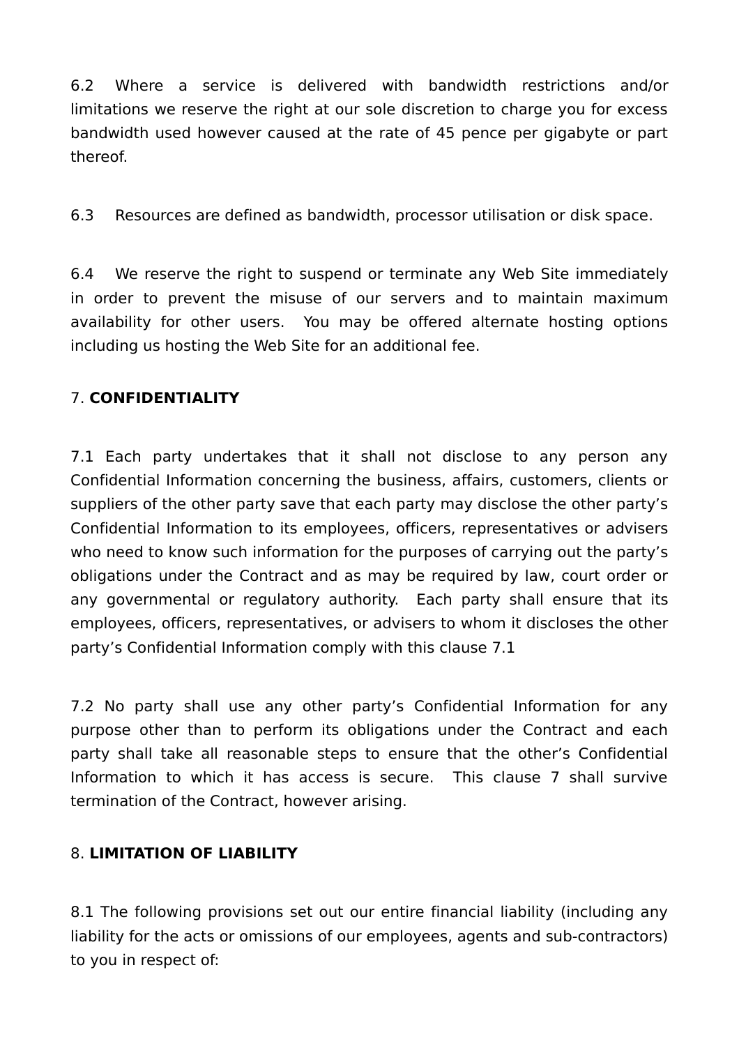6.2 Where a service is delivered with bandwidth restrictions and/or limitations we reserve the right at our sole discretion to charge you for excess bandwidth used however caused at the rate of 45 pence per gigabyte or part thereof.

6.3 Resources are defined as bandwidth, processor utilisation or disk space.

6.4 We reserve the right to suspend or terminate any Web Site immediately in order to prevent the misuse of our servers and to maintain maximum availability for other users. You may be offered alternate hosting options including us hosting the Web Site for an additional fee.

7. **CONFIDENTIALITY**

7.1 Each party undertakes that it shall not disclose to any person any Confidential Information concerning the business, affairs, customers, clients or suppliers of the other party save that each party may disclose the other party's Confidential Information to its employees, officers, representatives or advisers who need to know such information for the purposes of carrying out the party's obligations under the Contract and as may be required by law, court order or any governmental or regulatory authority. Each party shall ensure that its employees, officers, representatives, or advisers to whom it discloses the other party's Confidential Information comply with this clause 7.1

7.2 No party shall use any other party's Confidential Information for any purpose other than to perform its obligations under the Contract and each party shall take all reasonable steps to ensure that the other's Confidential Information to which it has access is secure. This clause 7 shall survive termination of the Contract, however arising.

8. **LIMITATION OF LIABILITY**

8.1 The following provisions set out our entire financial liability (including any liability for the acts or omissions of our employees, agents and sub-contractors) to you in respect of: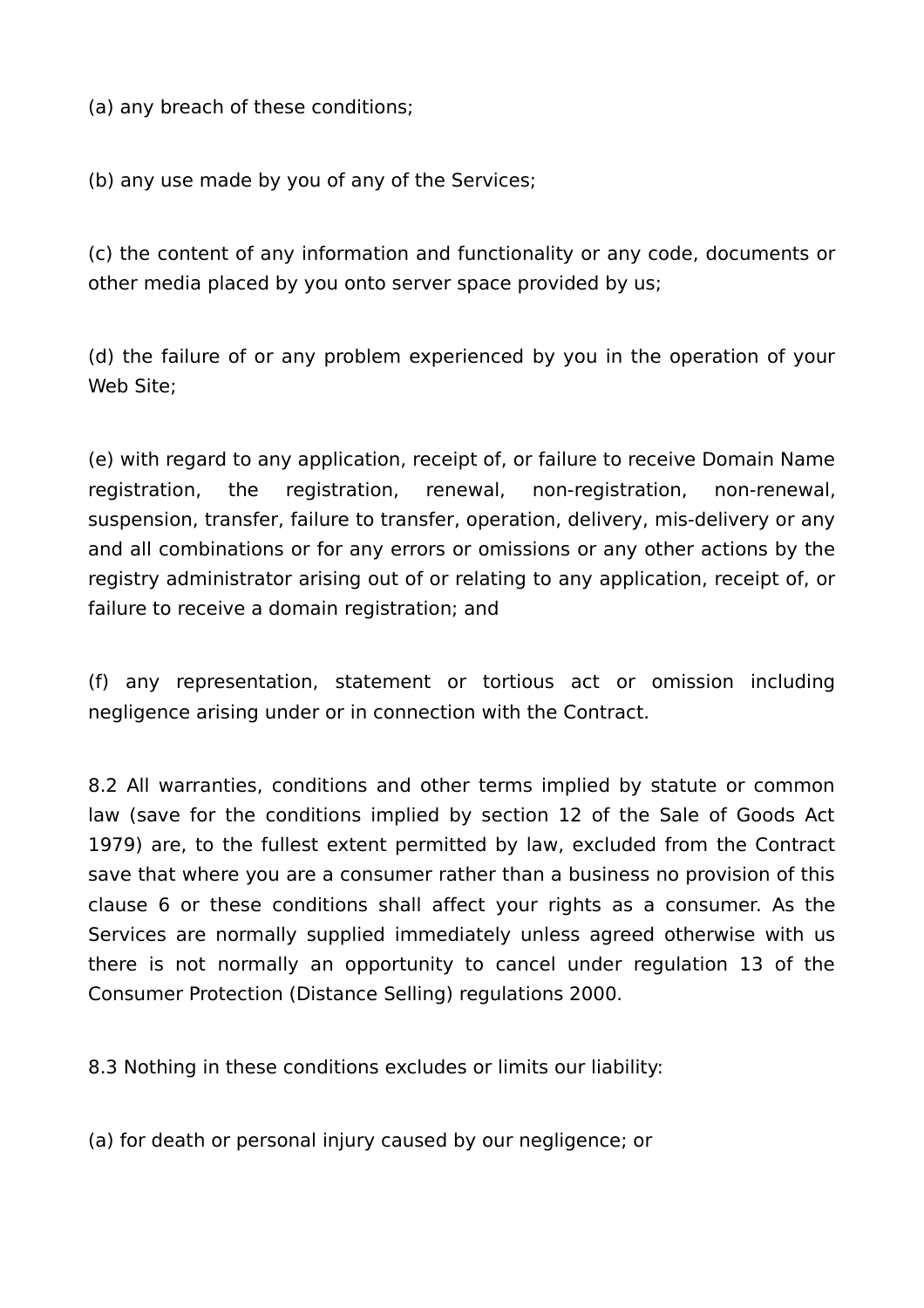(a) any breach of these conditions;

(b) any use made by you of any of the Services;

(c) the content of any information and functionality or any code, documents or other media placed by you onto server space provided by us;

(d) the failure of or any problem experienced by you in the operation of your Web Site;

(e) with regard to any application, receipt of, or failure to receive Domain Name registration, the registration, renewal, non-registration, non-renewal, suspension, transfer, failure to transfer, operation, delivery, mis-delivery or any and all combinations or for any errors or omissions or any other actions by the registry administrator arising out of or relating to any application, receipt of, or failure to receive a domain registration; and

(f) any representation, statement or tortious act or omission including negligence arising under or in connection with the Contract.

8.2 All warranties, conditions and other terms implied by statute or common law (save for the conditions implied by section 12 of the Sale of Goods Act 1979) are, to the fullest extent permitted by law, excluded from the Contract save that where you are a consumer rather than a business no provision of this clause 6 or these conditions shall affect your rights as a consumer. As the Services are normally supplied immediately unless agreed otherwise with us there is not normally an opportunity to cancel under regulation 13 of the Consumer Protection (Distance Selling) regulations 2000.

8.3 Nothing in these conditions excludes or limits our liability:

(a) for death or personal injury caused by our negligence; or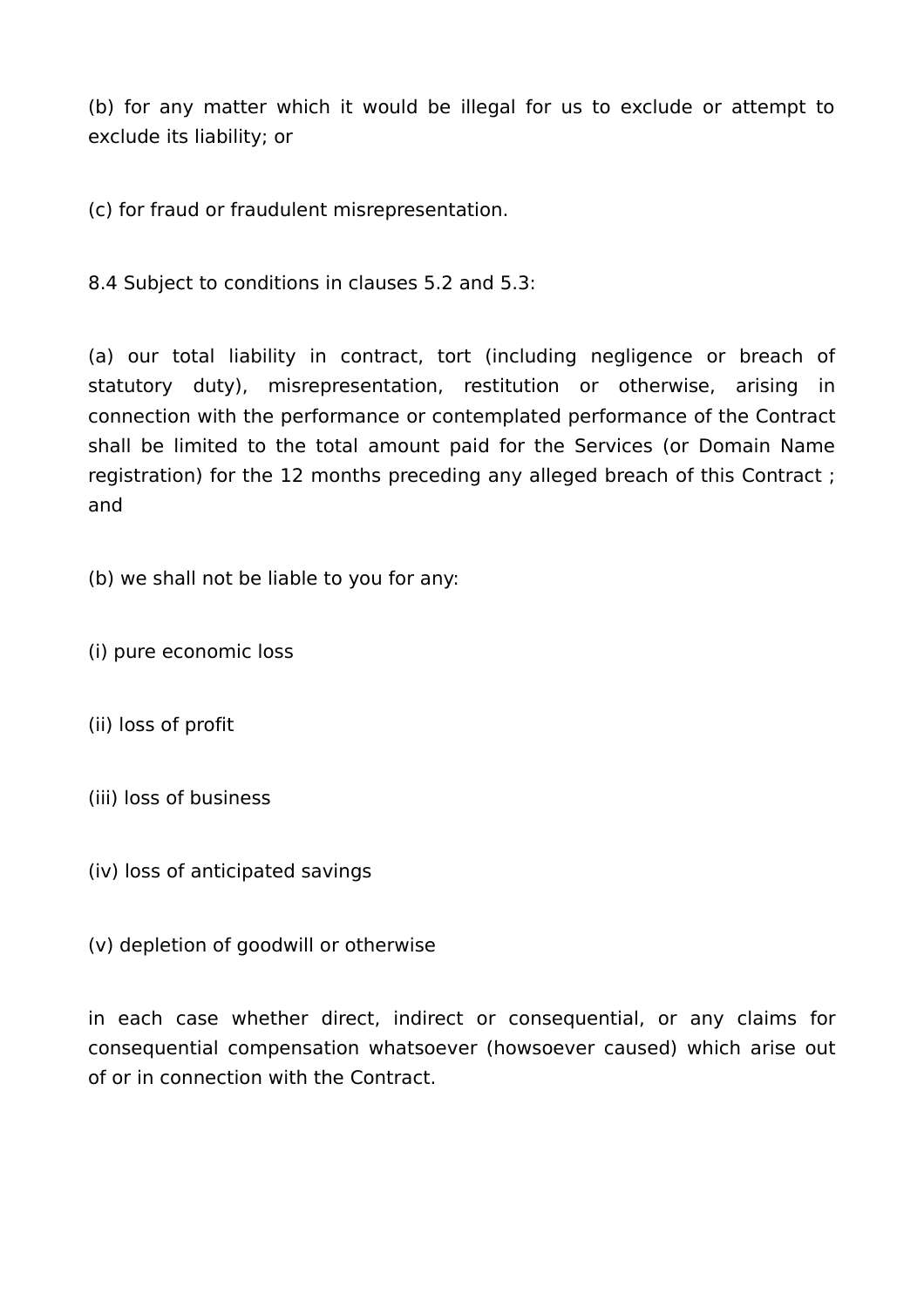(b) for any matter which it would be illegal for us to exclude or attempt to exclude its liability; or

(c) for fraud or fraudulent misrepresentation.

8.4 Subject to conditions in clauses 5.2 and 5.3:

(a) our total liability in contract, tort (including negligence or breach of statutory duty), misrepresentation, restitution or otherwise, arising in connection with the performance or contemplated performance of the Contract shall be limited to the total amount paid for the Services (or Domain Name registration) for the 12 months preceding any alleged breach of this Contract ; and

(b) we shall not be liable to you for any:

(i) pure economic loss

(ii) loss of profit

(iii) loss of business

(iv) loss of anticipated savings

(v) depletion of goodwill or otherwise

in each case whether direct, indirect or consequential, or any claims for consequential compensation whatsoever (howsoever caused) which arise out of or in connection with the Contract.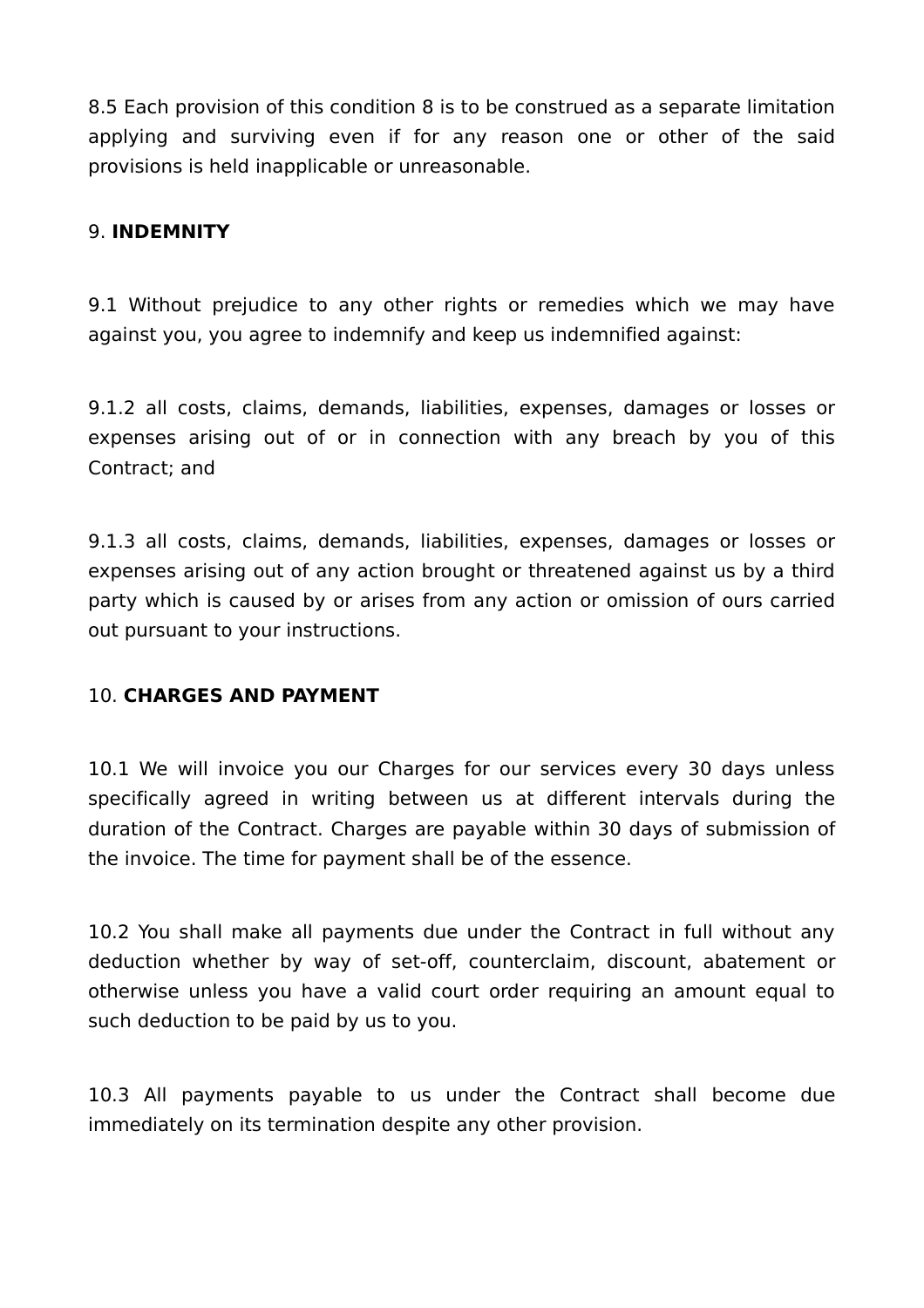8.5 Each provision of this condition 8 is to be construed as a separate limitation applying and surviving even if for any reason one or other of the said provisions is held inapplicable or unreasonable.

9. **INDEMNITY**

9.1 Without prejudice to any other rights or remedies which we may have against you, you agree to indemnify and keep us indemnified against:

9.1.2 all costs, claims, demands, liabilities, expenses, damages or losses or expenses arising out of or in connection with any breach by you of this Contract; and

9.1.3 all costs, claims, demands, liabilities, expenses, damages or losses or expenses arising out of any action brought or threatened against us by a third party which is caused by or arises from any action or omission of ours carried out pursuant to your instructions.

10. **CHARGES AND PAYMENT**

10.1 We will invoice you our Charges for our services every 30 days unless specifically agreed in writing between us at different intervals during the duration of the Contract. Charges are payable within 30 days of submission of the invoice. The time for payment shall be of the essence.

10.2 You shall make all payments due under the Contract in full without any deduction whether by way of set-off, counterclaim, discount, abatement or otherwise unless you have a valid court order requiring an amount equal to such deduction to be paid by us to you.

10.3 All payments payable to us under the Contract shall become due immediately on its termination despite any other provision.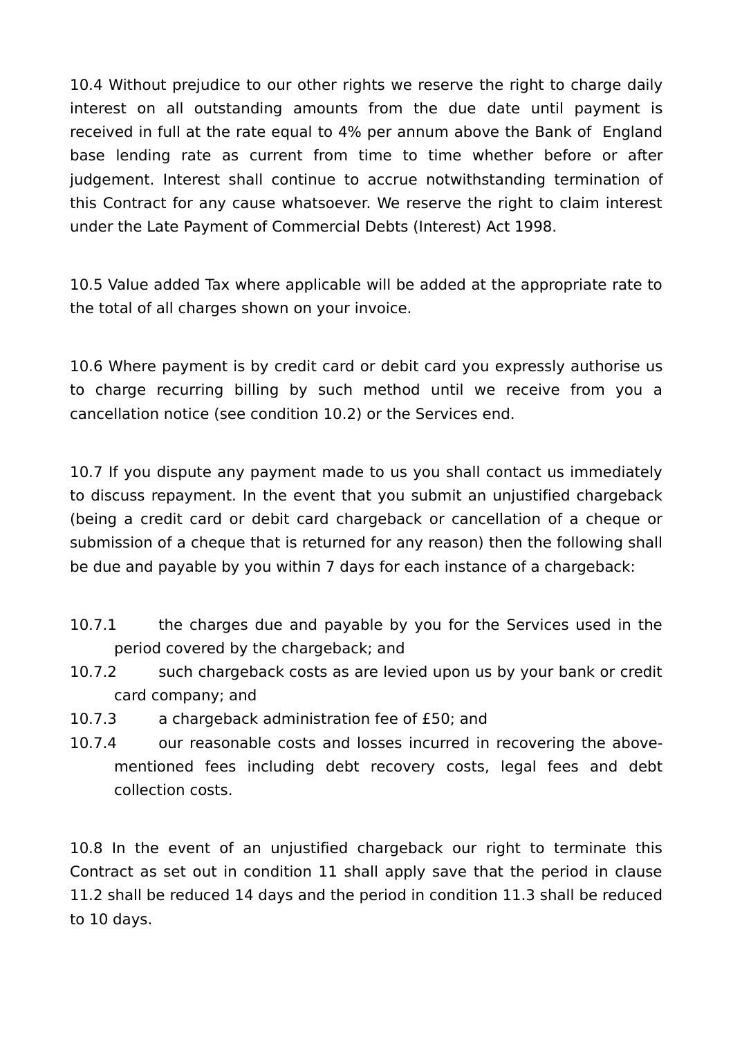10.4 Without prejudice to our other rights we reserve the right to charge daily interest on all outstanding amounts from the due date until payment is received in full at the rate equal to 4% per annum above the Bank of England base lending rate as current from time to time whether before or after judgement. Interest shall continue to accrue notwithstanding termination of this Contract for any cause whatsoever. We reserve the right to claim interest under the Late Payment of Commercial Debts (Interest) Act 1998.

10.5 Value added Tax where applicable will be added at the appropriate rate to the total of all charges shown on your invoice.

10.6 Where payment is by credit card or debit card you expressly authorise us to charge recurring billing by such method until we receive from you a cancellation notice (see condition 10.2) or the Services end.

10.7 If you dispute any payment made to us you shall contact us immediately to discuss repayment. In the event that you submit an unjustified chargeback (being a credit card or debit card chargeback or cancellation of a cheque or submission of a cheque that is returned for any reason) then the following shall be due and payable by you within 7 days for each instance of a chargeback:

10.7.1 the charges due and payable by you for the Services used in the period covered by the chargeback; and

10.7.2 such chargeback costs as are levied upon us by your bank or credit card company; and

10.7.3 a chargeback administration fee of £50; and

10.7.4 our reasonable costs and losses incurred in recovering the above-mentioned fees including debt recovery costs, legal fees and debt collection costs.

10.8 In the event of an unjustified chargeback our right to terminate this Contract as set out in condition 11 shall apply save that the period in clause 11.2 shall be reduced 14 days and the period in condition 11.3 shall be reduced to 10 days.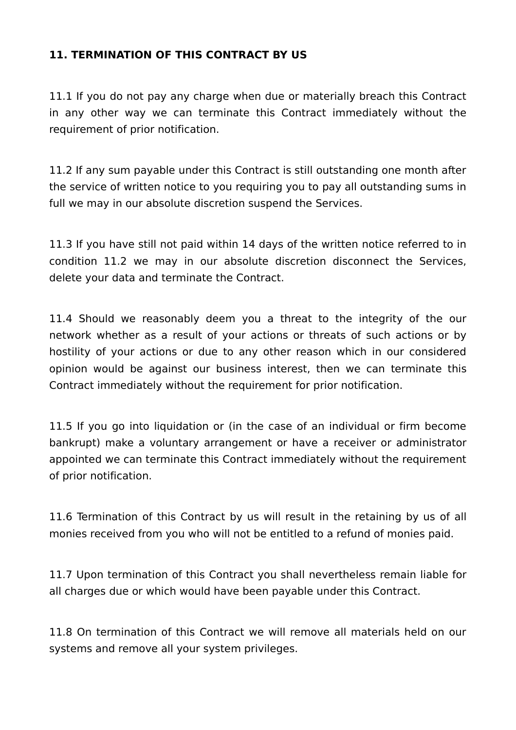**11. TERMINATION OF THIS CONTRACT BY US**

11.1 If you do not pay any charge when due or materially breach this Contract in any other way we can terminate this Contract immediately without the requirement of prior notification.

11.2 If any sum payable under this Contract is still outstanding one month after the service of written notice to you requiring you to pay all outstanding sums in full we may in our absolute discretion suspend the Services.

11.3 If you have still not paid within 14 days of the written notice referred to in condition 11.2 we may in our absolute discretion disconnect the Services, delete your data and terminate the Contract.

11.4 Should we reasonably deem you a threat to the integrity of the our network whether as a result of your actions or threats of such actions or by hostility of your actions or due to any other reason which in our considered opinion would be against our business interest, then we can terminate this Contract immediately without the requirement for prior notification.

11.5 If you go into liquidation or (in the case of an individual or firm become bankrupt) make a voluntary arrangement or have a receiver or administrator appointed we can terminate this Contract immediately without the requirement of prior notification.

11.6 Termination of this Contract by us will result in the retaining by us of all monies received from you who will not be entitled to a refund of monies paid.

11.7 Upon termination of this Contract you shall nevertheless remain liable for all charges due or which would have been payable under this Contract.

11.8 On termination of this Contract we will remove all materials held on our systems and remove all your system privileges.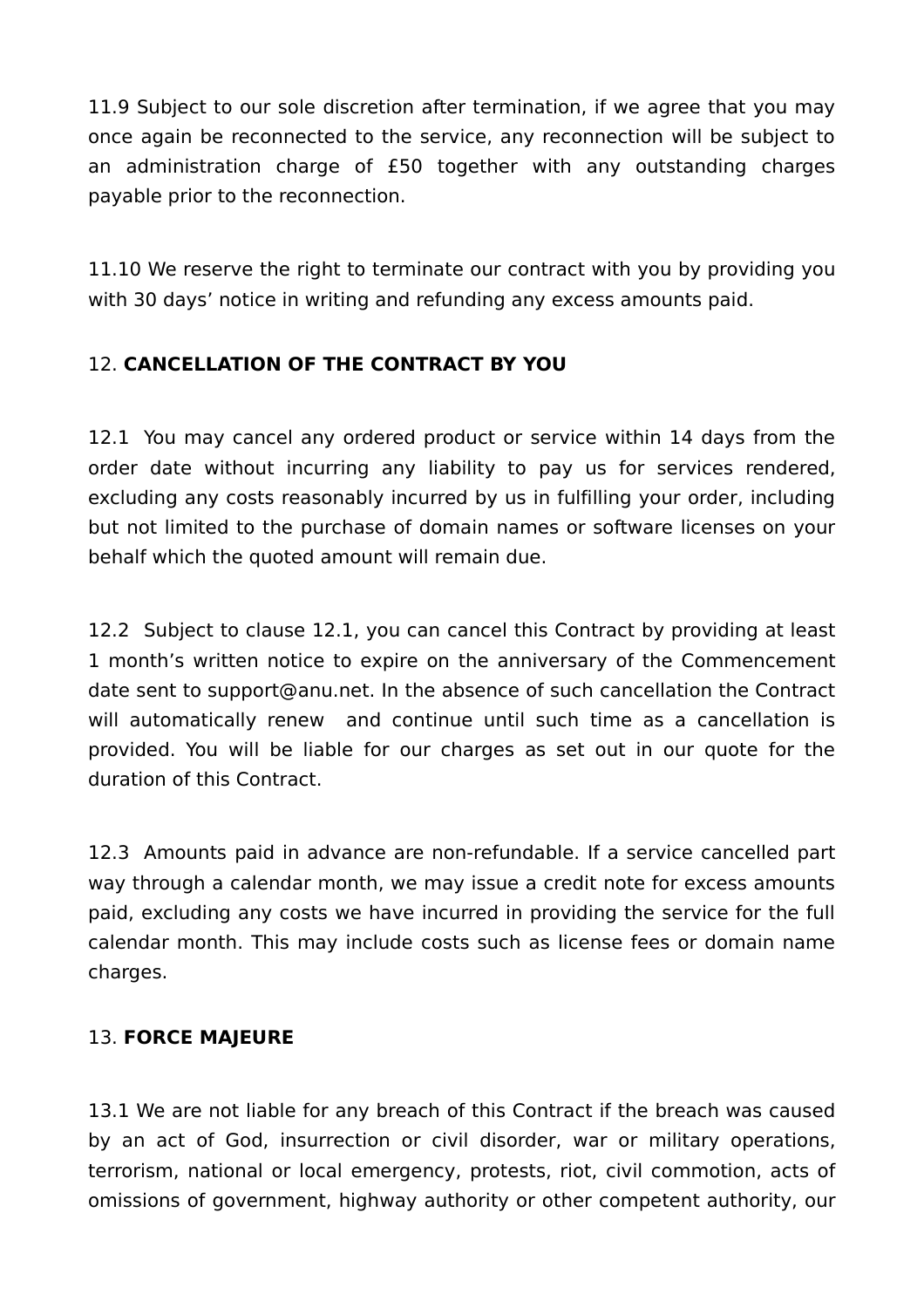11.9 Subject to our sole discretion after termination, if we agree that you may once again be reconnected to the service, any reconnection will be subject to an administration charge of £50 together with any outstanding charges payable prior to the reconnection.

11.10 We reserve the right to terminate our contract with you by providing you with 30 days' notice in writing and refunding any excess amounts paid.

## 12. **CANCELLATION OF THE CONTRACT BY YOU**

12.1 You may cancel any ordered product or service within 14 days from the order date without incurring any liability to pay us for services rendered, excluding any costs reasonably incurred by us in fulfilling your order, including but not limited to the purchase of domain names or software licenses on your behalf which the quoted amount will remain due.

12.2 Subject to clause 12.1, you can cancel this Contract by providing at least 1 month's written notice to expire on the anniversary of the Commencement date sent to support@anu.net. In the absence of such cancellation the Contract will automatically renew and continue until such time as a cancellation is provided. You will be liable for our charges as set out in our quote for the duration of this Contract.

12.3 Amounts paid in advance are non-refundable. If a service cancelled part way through a calendar month, we may issue a credit note for excess amounts paid, excluding any costs we have incurred in providing the service for the full calendar month. This may include costs such as license fees or domain name charges.

## 13. **FORCE MAJEURE**

13.1 We are not liable for any breach of this Contract if the breach was caused by an act of God, insurrection or civil disorder, war or military operations, terrorism, national or local emergency, protests, riot, civil commotion, acts of omissions of government, highway authority or other competent authority, our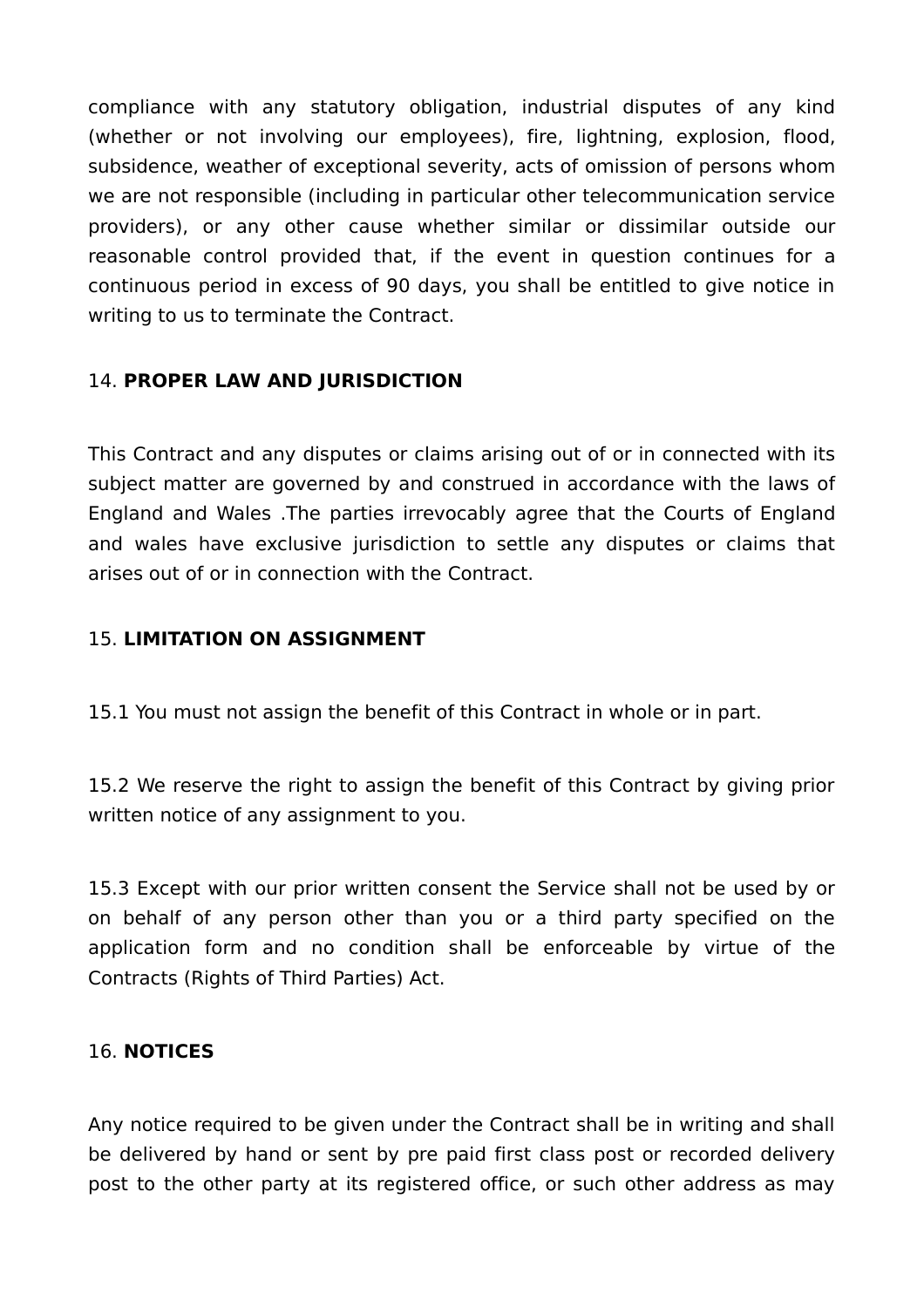compliance with any statutory obligation, industrial disputes of any kind (whether or not involving our employees), fire, lightning, explosion, flood, subsidence, weather of exceptional severity, acts of omission of persons whom we are not responsible (including in particular other telecommunication service providers), or any other cause whether similar or dissimilar outside our reasonable control provided that, if the event in question continues for a continuous period in excess of 90 days, you shall be entitled to give notice in writing to us to terminate the Contract.

14. **PROPER LAW AND JURISDICTION**

This Contract and any disputes or claims arising out of or in connected with its subject matter are governed by and construed in accordance with the laws of England and Wales .The parties irrevocably agree that the Courts of England and wales have exclusive jurisdiction to settle any disputes or claims that arises out of or in connection with the Contract.

15. **LIMITATION ON ASSIGNMENT**

15.1 You must not assign the benefit of this Contract in whole or in part.

15.2 We reserve the right to assign the benefit of this Contract by giving prior written notice of any assignment to you.

15.3 Except with our prior written consent the Service shall not be used by or on behalf of any person other than you or a third party specified on the application form and no condition shall be enforceable by virtue of the Contracts (Rights of Third Parties) Act.

16. **NOTICES**

Any notice required to be given under the Contract shall be in writing and shall be delivered by hand or sent by pre paid first class post or recorded delivery post to the other party at its registered office, or such other address as may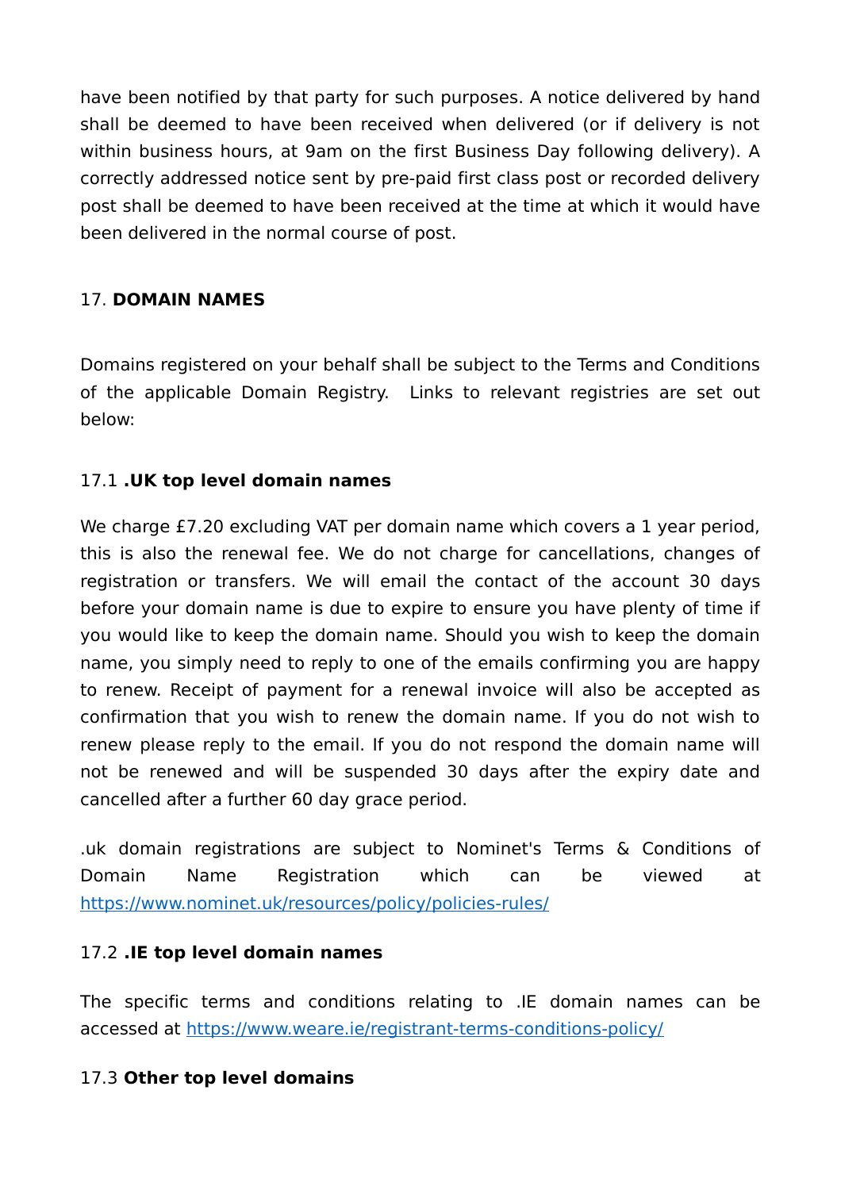have been notified by that party for such purposes. A notice delivered by hand shall be deemed to have been received when delivered (or if delivery is not within business hours, at 9am on the first Business Day following delivery). A correctly addressed notice sent by pre-paid first class post or recorded delivery post shall be deemed to have been received at the time at which it would have been delivered in the normal course of post.

## 17. **DOMAIN NAMES**

Domains registered on your behalf shall be subject to the Terms and Conditions of the applicable Domain Registry. Links to relevant registries are set out below:

### 17.1 **.UK top level domain names**

We charge £7.20 excluding VAT per domain name which covers a 1 year period, this is also the renewal fee. We do not charge for cancellations, changes of registration or transfers. We will email the contact of the account 30 days before your domain name is due to expire to ensure you have plenty of time if you would like to keep the domain name. Should you wish to keep the domain name, you simply need to reply to one of the emails confirming you are happy to renew. Receipt of payment for a renewal invoice will also be accepted as confirmation that you wish to renew the domain name. If you do not wish to renew please reply to the email. If you do not respond the domain name will not be renewed and will be suspended 30 days after the expiry date and cancelled after a further 60 day grace period.

.uk domain registrations are subject to Nominet's Terms & Conditions of Domain Name Registration which can be viewed at https://www.nominet.uk/resources/policy/policies-rules/

### 17.2 **.IE top level domain names**

The specific terms and conditions relating to .IE domain names can be accessed at https://www.weare.ie/registrant-terms-conditions-policy/

### 17.3 **Other top level domains**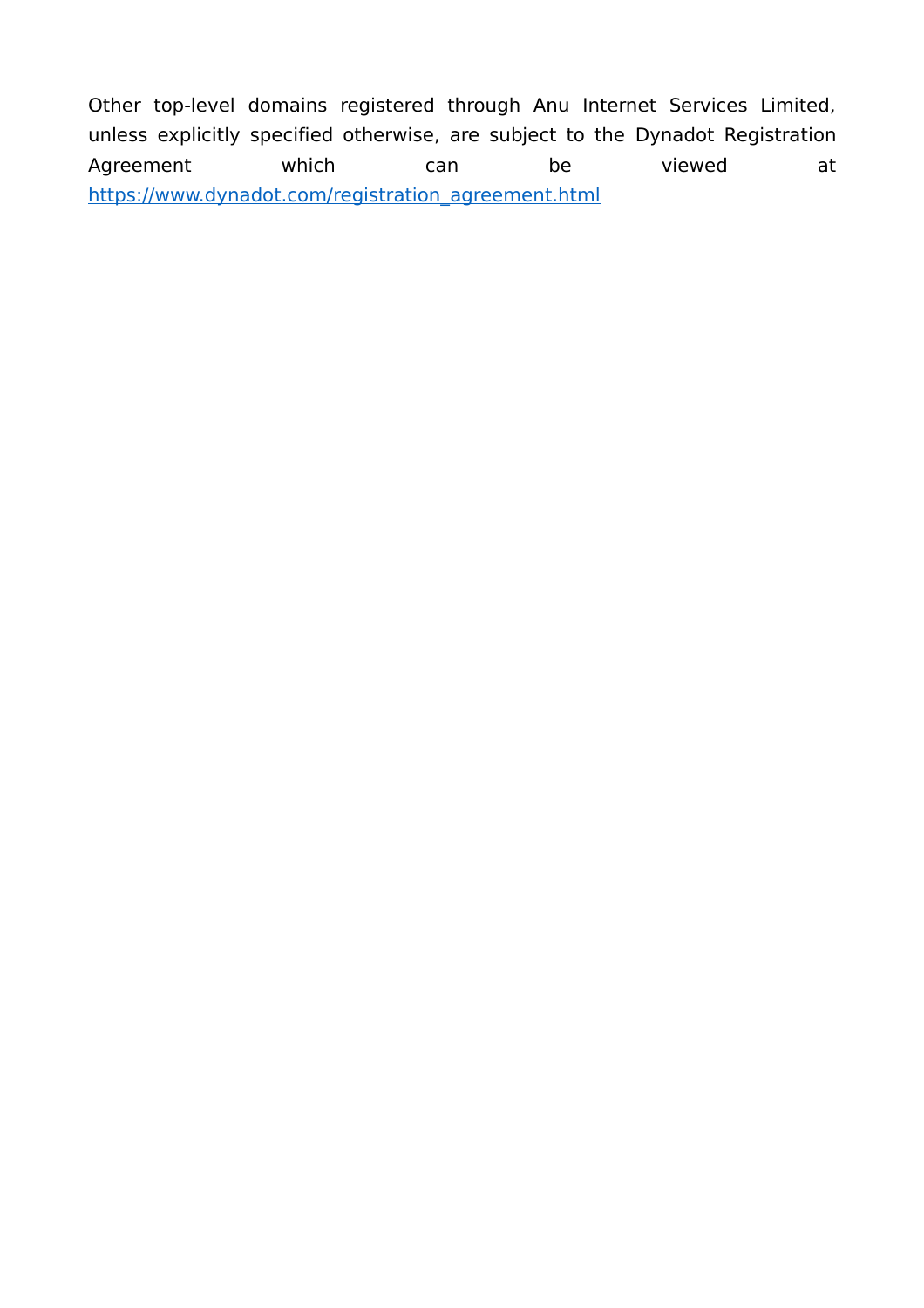Other top-level domains registered through Anu Internet Services Limited, unless explicitly specified otherwise, are subject to the Dynadot Registration Agreement which can be viewed at https://www.dynadot.com/registration_agreement.html